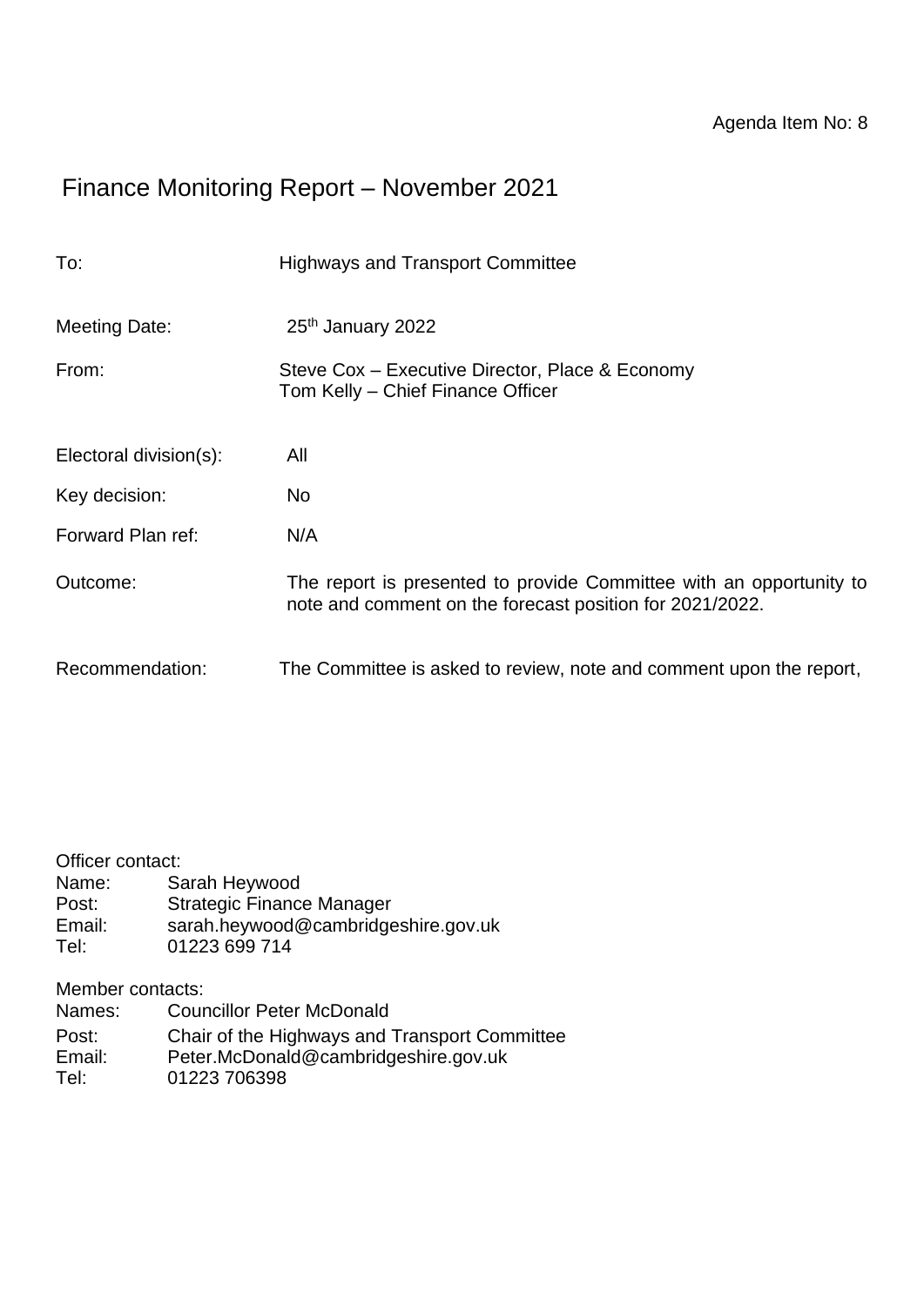Agenda Item No: 8

# Finance Monitoring Report – November 2021

| | |
|---|---|
| To: | Highways and Transport Committee |
| Meeting Date: | 25th January 2022 |
| From: | Steve Cox – Executive Director, Place & Economy<br>Tom Kelly – Chief Finance Officer |
| Electoral division(s): | All |
| Key decision: | No |
| Forward Plan ref: | N/A |
| Outcome: | The report is presented to provide Committee with an opportunity to note and comment on the forecast position for 2021/2022. |
| Recommendation: | The Committee is asked to review, note and comment upon the report, |

Officer contact:
Name: Sarah Heywood
Post: Strategic Finance Manager
Email: sarah.heywood@cambridgeshire.gov.uk
Tel: 01223 699 714

Member contacts:
Names: Councillor Peter McDonald
Post: Chair of the Highways and Transport Committee
Email: Peter.McDonald@cambridgeshire.gov.uk
Tel: 01223 706398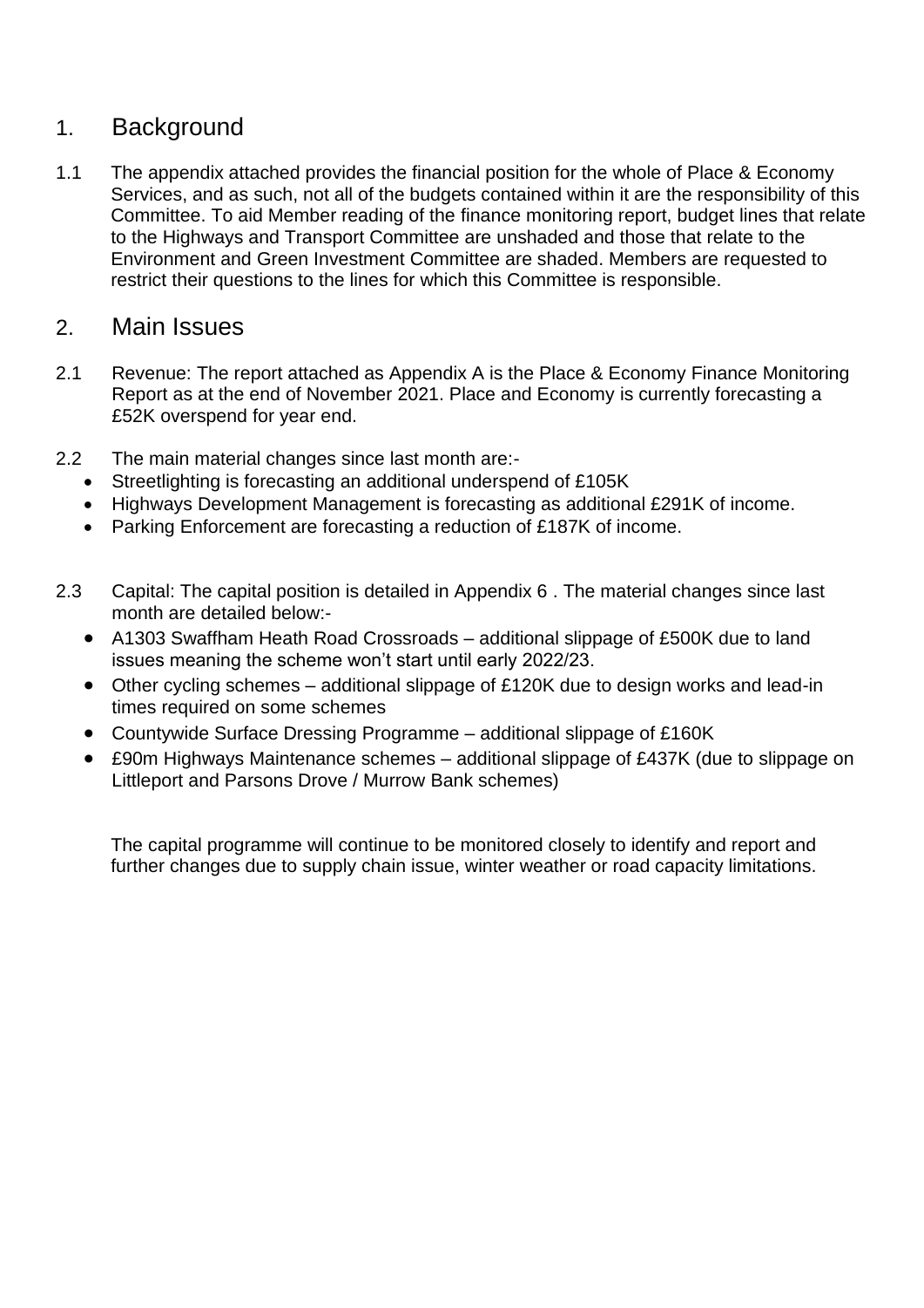## 1. Background

1.1 The appendix attached provides the financial position for the whole of Place & Economy Services, and as such, not all of the budgets contained within it are the responsibility of this Committee. To aid Member reading of the finance monitoring report, budget lines that relate to the Highways and Transport Committee are unshaded and those that relate to the Environment and Green Investment Committee are shaded. Members are requested to restrict their questions to the lines for which this Committee is responsible.

## 2. Main Issues

2.1 Revenue: The report attached as Appendix A is the Place & Economy Finance Monitoring Report as at the end of November 2021. Place and Economy is currently forecasting a £52K overspend for year end.

2.2 The main material changes since last month are:-

- Streetlighting is forecasting an additional underspend of £105K
- Highways Development Management is forecasting as additional £291K of income.
- Parking Enforcement are forecasting a reduction of £187K of income.

2.3 Capital: The capital position is detailed in Appendix 6 . The material changes since last month are detailed below:-

- A1303 Swaffham Heath Road Crossroads – additional slippage of £500K due to land issues meaning the scheme won't start until early 2022/23.
- Other cycling schemes – additional slippage of £120K due to design works and lead-in times required on some schemes
- Countywide Surface Dressing Programme – additional slippage of £160K
- £90m Highways Maintenance schemes – additional slippage of £437K (due to slippage on Littleport and Parsons Drove / Murrow Bank schemes)

The capital programme will continue to be monitored closely to identify and report and further changes due to supply chain issue, winter weather or road capacity limitations.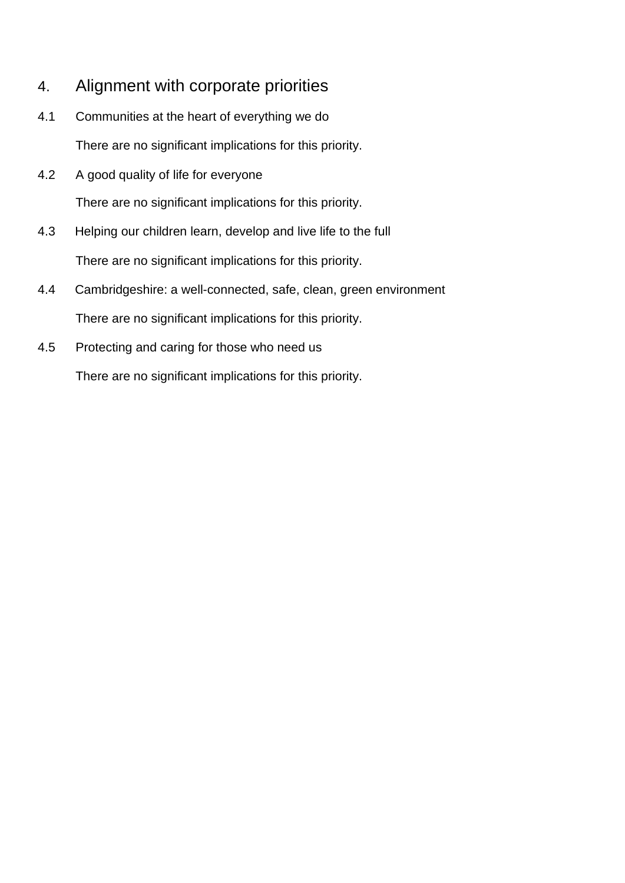## 4. Alignment with corporate priorities

4.1 Communities at the heart of everything we do

There are no significant implications for this priority.

4.2 A good quality of life for everyone

There are no significant implications for this priority.

4.3 Helping our children learn, develop and live life to the full

There are no significant implications for this priority.

4.4 Cambridgeshire: a well-connected, safe, clean, green environment

There are no significant implications for this priority.

4.5 Protecting and caring for those who need us

There are no significant implications for this priority.